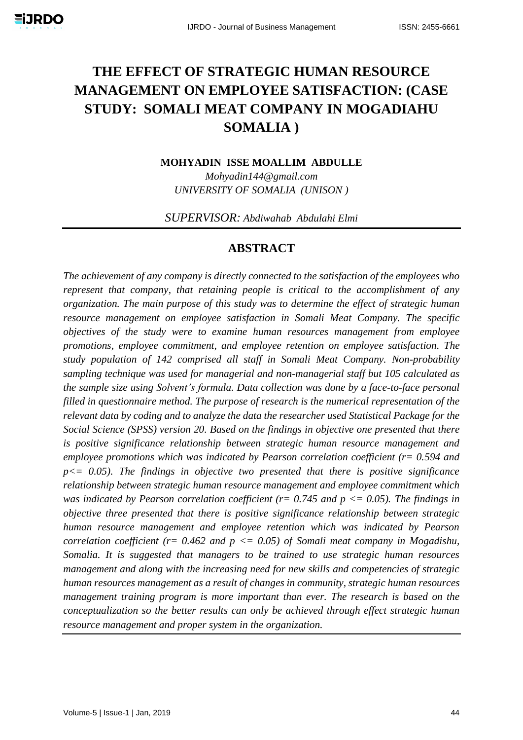# THE EFFECT OF STRATEGIC HUMAN RESOURCE MANAGEMENT ON EMPLOYEE SATISFACTION: (CASE STUDY: SOMALI MEAT COMPANY IN MOGADIAHU SOMALIA )

**MOHYADIN ISSE MOALLIM ABDULLE**

*Mohyadin144@gmail.com*

*UNIVERSITY OF SOMALIA (UNISON )*

*SUPERVISOR: Abdiwahab Abdulahi Elmi*

## ABSTRACT

*The achievement of any company is directly connected to the satisfaction of the employees who represent that company, that retaining people is critical to the accomplishment of any organization. The main purpose of this study was to determine the effect of strategic human resource management on employee satisfaction in Somali Meat Company. The specific objectives of the study were to examine human resources management from employee promotions, employee commitment, and employee retention on employee satisfaction. The study population of 142 comprised all staff in Somali Meat Company. Non-probability sampling technique was used for managerial and non-managerial staff but 105 calculated as the sample size using Solvent's formula. Data collection was done by a face-to-face personal filled in questionnaire method. The purpose of research is the numerical representation of the relevant data by coding and to analyze the data the researcher used Statistical Package for the Social Science (SPSS) version 20. Based on the findings in objective one presented that there is positive significance relationship between strategic human resource management and employee promotions which was indicated by Pearson correlation coefficient ($r= 0.594$ and $p<= 0.05$). The findings in objective two presented that there is positive significance relationship between strategic human resource management and employee commitment which was indicated by Pearson correlation coefficient ($r= 0.745$ and $p <= 0.05$). The findings in objective three presented that there is positive significance relationship between strategic human resource management and employee retention which was indicated by Pearson correlation coefficient ($r= 0.462$ and $p <= 0.05$) of Somali meat company in Mogadishu, Somalia. It is suggested that managers to be trained to use strategic human resources management and along with the increasing need for new skills and competencies of strategic human resources management as a result of changes in community, strategic human resources management training program is more important than ever. The research is based on the conceptualization so the better results can only be achieved through effect strategic human resource management and proper system in the organization.*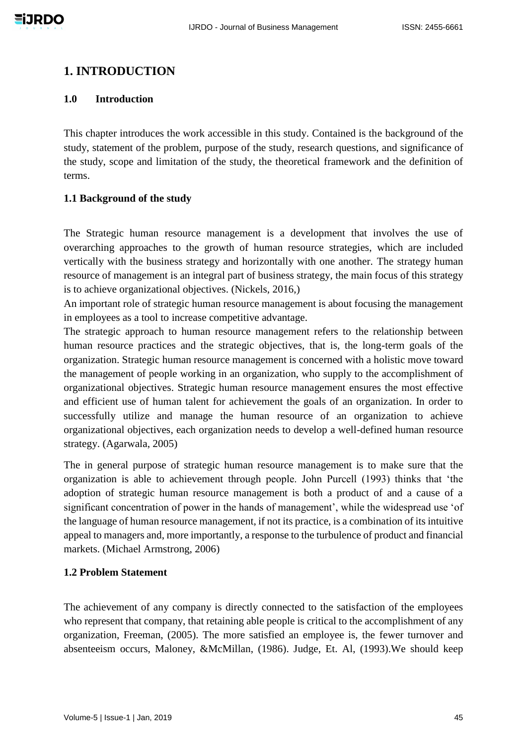# 1. INTRODUCTION

### 1.0 Introduction

This chapter introduces the work accessible in this study. Contained is the background of the study, statement of the problem, purpose of the study, research questions, and significance of the study, scope and limitation of the study, the theoretical framework and the definition of terms.

### 1.1 Background of the study

The Strategic human resource management is a development that involves the use of overarching approaches to the growth of human resource strategies, which are included vertically with the business strategy and horizontally with one another. The strategy human resource of management is an integral part of business strategy, the main focus of this strategy is to achieve organizational objectives. (Nickels, 2016,)

An important role of strategic human resource management is about focusing the management in employees as a tool to increase competitive advantage.

The strategic approach to human resource management refers to the relationship between human resource practices and the strategic objectives, that is, the long-term goals of the organization. Strategic human resource management is concerned with a holistic move toward the management of people working in an organization, who supply to the accomplishment of organizational objectives. Strategic human resource management ensures the most effective and efficient use of human talent for achievement the goals of an organization. In order to successfully utilize and manage the human resource of an organization to achieve organizational objectives, each organization needs to develop a well-defined human resource strategy. (Agarwala, 2005)

The in general purpose of strategic human resource management is to make sure that the organization is able to achievement through people. John Purcell (1993) thinks that 'the adoption of strategic human resource management is both a product of and a cause of a significant concentration of power in the hands of management', while the widespread use 'of the language of human resource management, if not its practice, is a combination of its intuitive appeal to managers and, more importantly, a response to the turbulence of product and financial markets. (Michael Armstrong, 2006)

### 1.2 Problem Statement

The achievement of any company is directly connected to the satisfaction of the employees who represent that company, that retaining able people is critical to the accomplishment of any organization, Freeman, (2005). The more satisfied an employee is, the fewer turnover and absenteeism occurs, Maloney, &McMillan, (1986). Judge, Et. Al, (1993).We should keep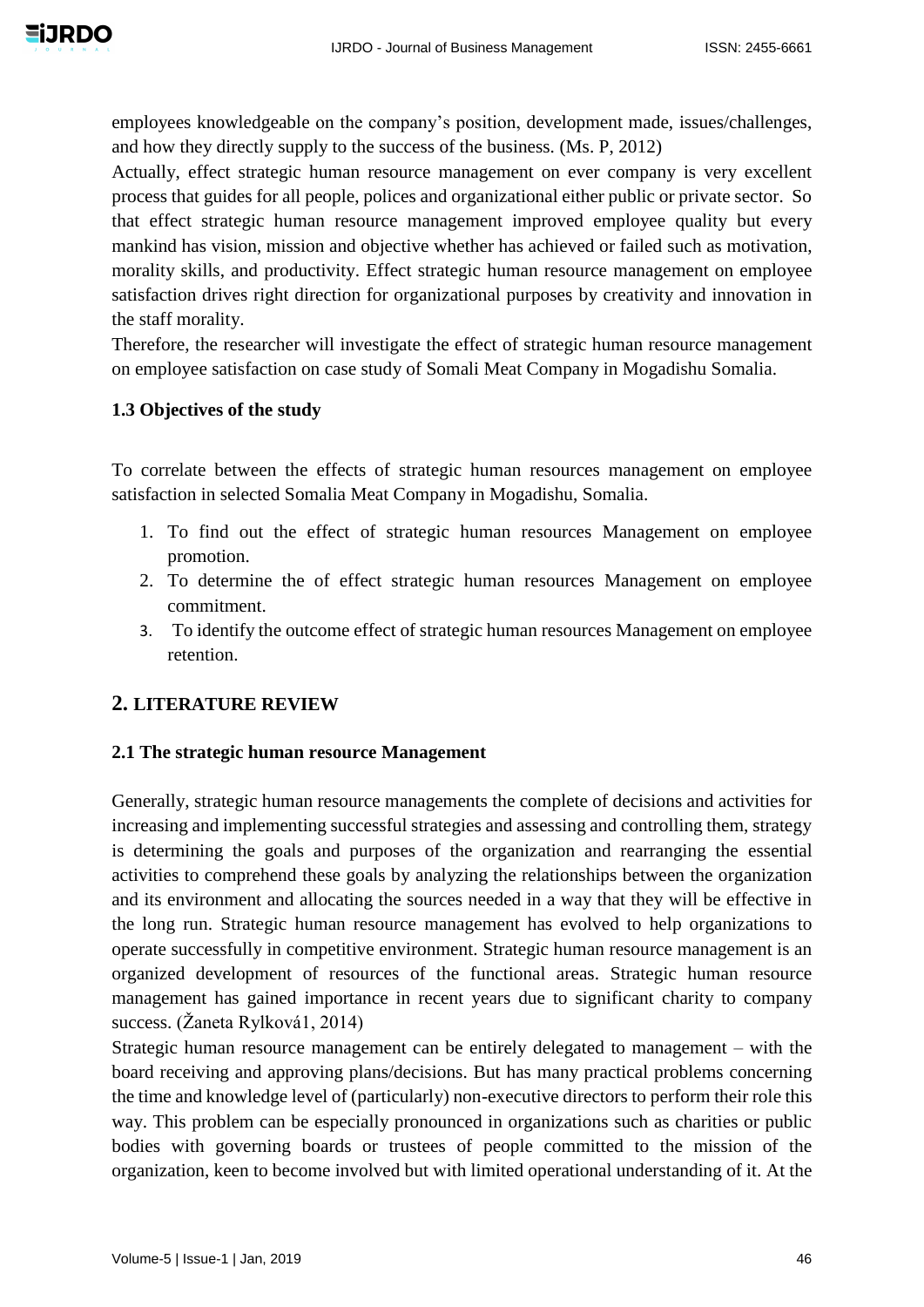employees knowledgeable on the company's position, development made, issues/challenges, and how they directly supply to the success of the business. (Ms. P, 2012)

Actually, effect strategic human resource management on ever company is very excellent process that guides for all people, polices and organizational either public or private sector. So that effect strategic human resource management improved employee quality but every mankind has vision, mission and objective whether has achieved or failed such as motivation, morality skills, and productivity. Effect strategic human resource management on employee satisfaction drives right direction for organizational purposes by creativity and innovation in the staff morality.

Therefore, the researcher will investigate the effect of strategic human resource management on employee satisfaction on case study of Somali Meat Company in Mogadishu Somalia.

### 1.3 Objectives of the study

To correlate between the effects of strategic human resources management on employee satisfaction in selected Somalia Meat Company in Mogadishu, Somalia.

1. To find out the effect of strategic human resources Management on employee promotion.
2. To determine the of effect strategic human resources Management on employee commitment.
3. To identify the outcome effect of strategic human resources Management on employee retention.

## 2. LITERATURE REVIEW

### 2.1 The strategic human resource Management

Generally, strategic human resource managements the complete of decisions and activities for increasing and implementing successful strategies and assessing and controlling them, strategy is determining the goals and purposes of the organization and rearranging the essential activities to comprehend these goals by analyzing the relationships between the organization and its environment and allocating the sources needed in a way that they will be effective in the long run. Strategic human resource management has evolved to help organizations to operate successfully in competitive environment. Strategic human resource management is an organized development of resources of the functional areas. Strategic human resource management has gained importance in recent years due to significant charity to company success. (Žaneta Rylková1, 2014)

Strategic human resource management can be entirely delegated to management – with the board receiving and approving plans/decisions. But has many practical problems concerning the time and knowledge level of (particularly) non-executive directors to perform their role this way. This problem can be especially pronounced in organizations such as charities or public bodies with governing boards or trustees of people committed to the mission of the organization, keen to become involved but with limited operational understanding of it. At the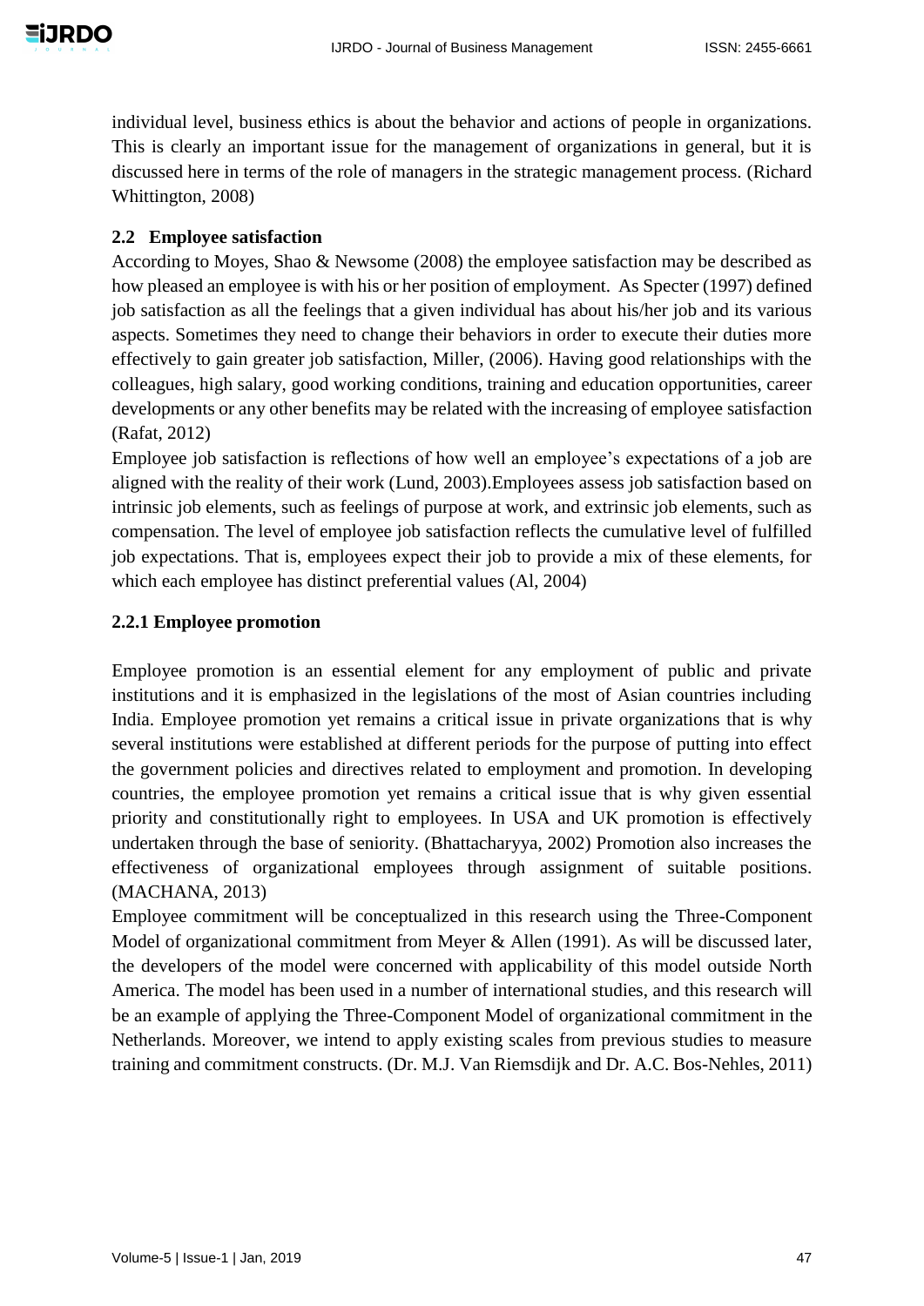individual level, business ethics is about the behavior and actions of people in organizations. This is clearly an important issue for the management of organizations in general, but it is discussed here in terms of the role of managers in the strategic management process. (Richard Whittington, 2008)

## 2.2 Employee satisfaction

According to Moyes, Shao & Newsome (2008) the employee satisfaction may be described as how pleased an employee is with his or her position of employment. As Specter (1997) defined job satisfaction as all the feelings that a given individual has about his/her job and its various aspects. Sometimes they need to change their behaviors in order to execute their duties more effectively to gain greater job satisfaction, Miller, (2006). Having good relationships with the colleagues, high salary, good working conditions, training and education opportunities, career developments or any other benefits may be related with the increasing of employee satisfaction (Rafat, 2012)

Employee job satisfaction is reflections of how well an employee's expectations of a job are aligned with the reality of their work (Lund, 2003).Employees assess job satisfaction based on intrinsic job elements, such as feelings of purpose at work, and extrinsic job elements, such as compensation. The level of employee job satisfaction reflects the cumulative level of fulfilled job expectations. That is, employees expect their job to provide a mix of these elements, for which each employee has distinct preferential values (Al, 2004)

### 2.2.1 Employee promotion

Employee promotion is an essential element for any employment of public and private institutions and it is emphasized in the legislations of the most of Asian countries including India. Employee promotion yet remains a critical issue in private organizations that is why several institutions were established at different periods for the purpose of putting into effect the government policies and directives related to employment and promotion. In developing countries, the employee promotion yet remains a critical issue that is why given essential priority and constitutionally right to employees. In USA and UK promotion is effectively undertaken through the base of seniority. (Bhattacharyya, 2002) Promotion also increases the effectiveness of organizational employees through assignment of suitable positions. (MACHANA, 2013)

Employee commitment will be conceptualized in this research using the Three-Component Model of organizational commitment from Meyer & Allen (1991). As will be discussed later, the developers of the model were concerned with applicability of this model outside North America. The model has been used in a number of international studies, and this research will be an example of applying the Three-Component Model of organizational commitment in the Netherlands. Moreover, we intend to apply existing scales from previous studies to measure training and commitment constructs. (Dr. M.J. Van Riemsdijk and Dr. A.C. Bos-Nehles, 2011)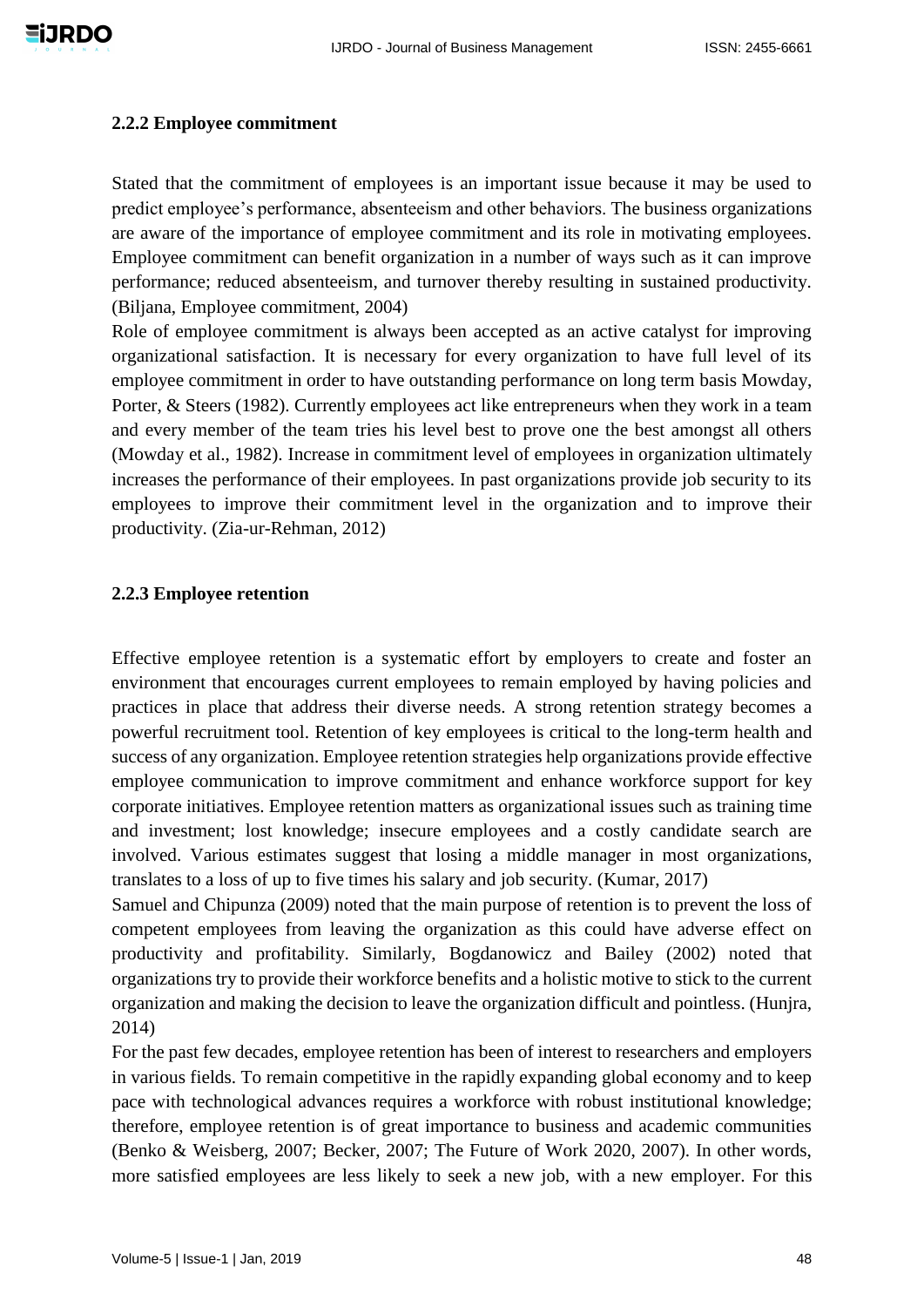### 2.2.2 Employee commitment

Stated that the commitment of employees is an important issue because it may be used to predict employee's performance, absenteeism and other behaviors. The business organizations are aware of the importance of employee commitment and its role in motivating employees. Employee commitment can benefit organization in a number of ways such as it can improve performance; reduced absenteeism, and turnover thereby resulting in sustained productivity. (Biljana, Employee commitment, 2004)

Role of employee commitment is always been accepted as an active catalyst for improving organizational satisfaction. It is necessary for every organization to have full level of its employee commitment in order to have outstanding performance on long term basis Mowday, Porter, & Steers (1982). Currently employees act like entrepreneurs when they work in a team and every member of the team tries his level best to prove one the best amongst all others (Mowday et al., 1982). Increase in commitment level of employees in organization ultimately increases the performance of their employees. In past organizations provide job security to its employees to improve their commitment level in the organization and to improve their productivity. (Zia-ur-Rehman, 2012)

### 2.2.3 Employee retention

Effective employee retention is a systematic effort by employers to create and foster an environment that encourages current employees to remain employed by having policies and practices in place that address their diverse needs. A strong retention strategy becomes a powerful recruitment tool. Retention of key employees is critical to the long-term health and success of any organization. Employee retention strategies help organizations provide effective employee communication to improve commitment and enhance workforce support for key corporate initiatives. Employee retention matters as organizational issues such as training time and investment; lost knowledge; insecure employees and a costly candidate search are involved. Various estimates suggest that losing a middle manager in most organizations, translates to a loss of up to five times his salary and job security. (Kumar, 2017)

Samuel and Chipunza (2009) noted that the main purpose of retention is to prevent the loss of competent employees from leaving the organization as this could have adverse effect on productivity and profitability. Similarly, Bogdanowicz and Bailey (2002) noted that organizations try to provide their workforce benefits and a holistic motive to stick to the current organization and making the decision to leave the organization difficult and pointless. (Hunjra, 2014)

For the past few decades, employee retention has been of interest to researchers and employers in various fields. To remain competitive in the rapidly expanding global economy and to keep pace with technological advances requires a workforce with robust institutional knowledge; therefore, employee retention is of great importance to business and academic communities (Benko & Weisberg, 2007; Becker, 2007; The Future of Work 2020, 2007). In other words, more satisfied employees are less likely to seek a new job, with a new employer. For this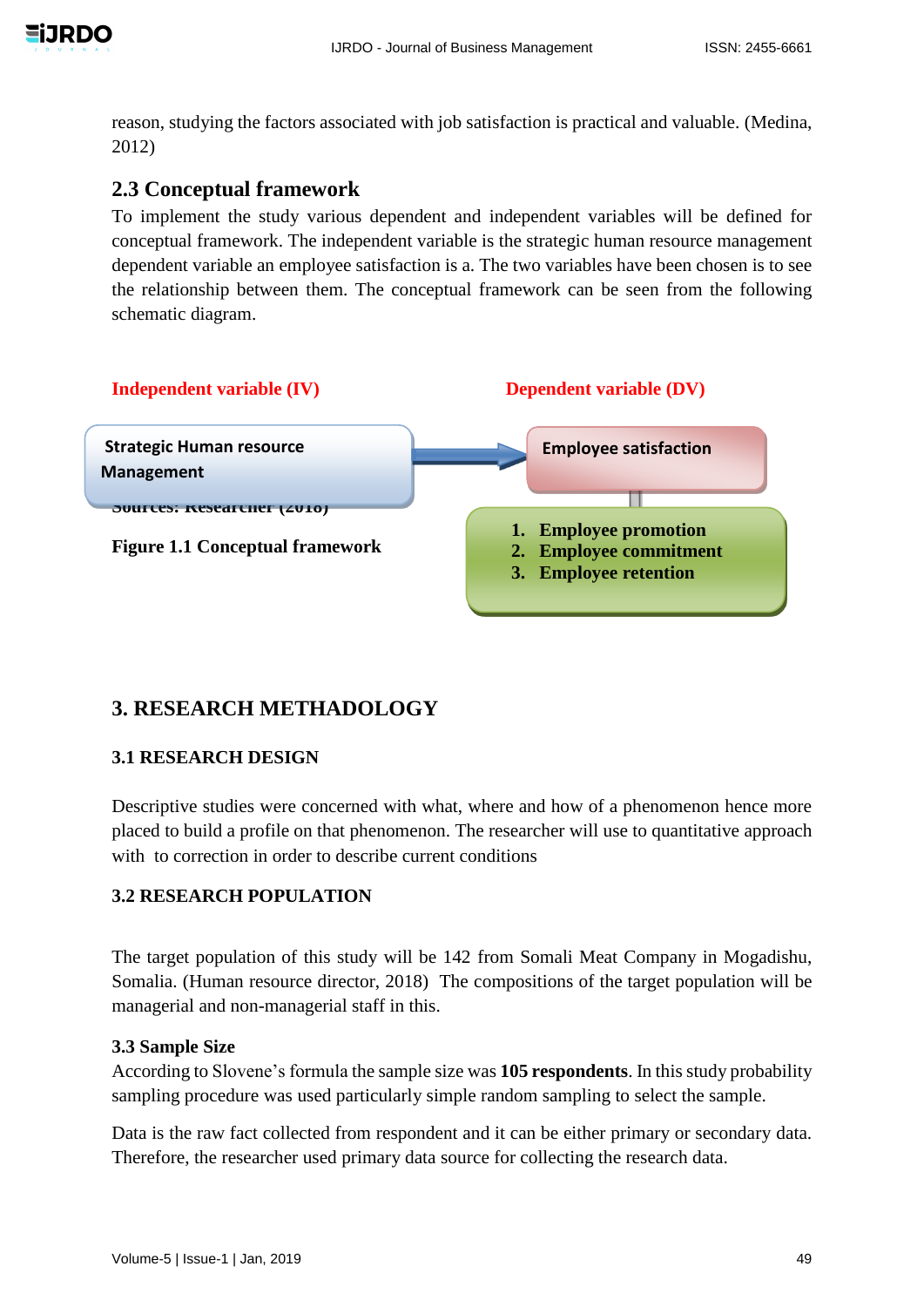reason, studying the factors associated with job satisfaction is practical and valuable. (Medina, 2012)

## 2.3 Conceptual framework

To implement the study various dependent and independent variables will be defined for conceptual framework. The independent variable is the strategic human resource management dependent variable an employee satisfaction is a. The two variables have been chosen is to see the relationship between them. The conceptual framework can be seen from the following schematic diagram.

**Independent variable (IV)**

**Strategic Human resource Management**

**Dependent variable (DV)**

**Employee satisfaction**

1. **Employee promotion**
2. **Employee commitment**
3. **Employee retention**

**Sources: Researcher (2018)**

**Figure 1.1 Conceptual framework**

# 3. RESEARCH METHADOLOGY

### 3.1 RESEARCH DESIGN

Descriptive studies were concerned with what, where and how of a phenomenon hence more placed to build a profile on that phenomenon. The researcher will use to quantitative approach with to correction in order to describe current conditions

### 3.2 RESEARCH POPULATION

The target population of this study will be 142 from Somali Meat Company in Mogadishu, Somalia. (Human resource director, 2018) The compositions of the target population will be managerial and non-managerial staff in this.

### 3.3 Sample Size

According to Slovene's formula the sample size was **105 respondents**. In this study probability sampling procedure was used particularly simple random sampling to select the sample.

Data is the raw fact collected from respondent and it can be either primary or secondary data. Therefore, the researcher used primary data source for collecting the research data.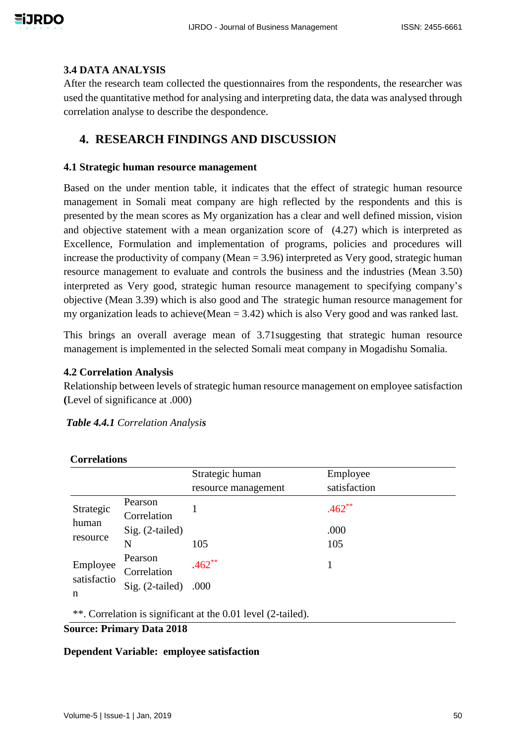### 3.4 DATA ANALYSIS

After the research team collected the questionnaires from the respondents, the researcher was used the quantitative method for analysing and interpreting data, the data was analysed through correlation analyse to describe the despondence.

## 4. RESEARCH FINDINGS AND DISCUSSION

### 4.1 Strategic human resource management

Based on the under mention table, it indicates that the effect of strategic human resource management in Somali meat company are high reflected by the respondents and this is presented by the mean scores as My organization has a clear and well defined mission, vision and objective statement with a mean organization score of (4.27) which is interpreted as Excellence, Formulation and implementation of programs, policies and procedures will increase the productivity of company (Mean = 3.96) interpreted as Very good, strategic human resource management to evaluate and controls the business and the industries (Mean 3.50) interpreted as Very good, strategic human resource management to specifying company's objective (Mean 3.39) which is also good and The strategic human resource management for my organization leads to achieve(Mean = 3.42) which is also Very good and was ranked last.

This brings an overall average mean of 3.71suggesting that strategic human resource management is implemented in the selected Somali meat company in Mogadishu Somalia.

### 4.2 Correlation Analysis

Relationship between levels of strategic human resource management on employee satisfaction **(**Level of significance at .000)

***Table 4.4.1*** *Correlation Analysis*

**Correlations**

| | | Strategic human resource management | Employee satisfaction |
|---|---|---|---|
| Strategic human resource | Pearson Correlation | 1 | .462** |
| | Sig. (2-tailed) | | .000 |
| | N | 105 | 105 |
| Employee satisfaction | Pearson Correlation | .462** | 1 |
| | Sig. (2-tailed) | .000 | |

**. Correlation is significant at the 0.01 level (2-tailed).

**Source: Primary Data 2018**

**Dependent Variable: employee satisfaction**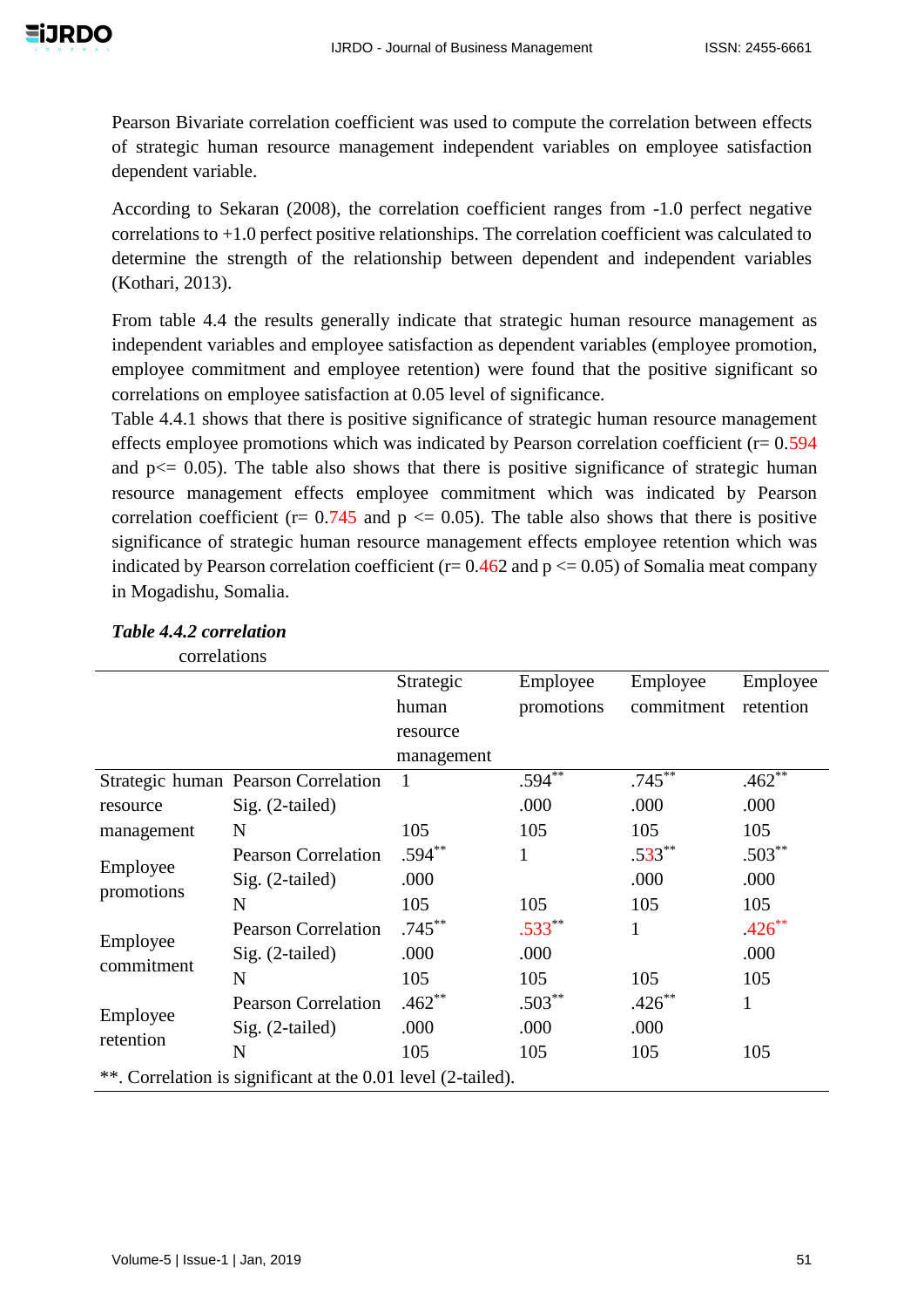Pearson Bivariate correlation coefficient was used to compute the correlation between effects of strategic human resource management independent variables on employee satisfaction dependent variable.

According to Sekaran (2008), the correlation coefficient ranges from -1.0 perfect negative correlations to +1.0 perfect positive relationships. The correlation coefficient was calculated to determine the strength of the relationship between dependent and independent variables (Kothari, 2013).

From table 4.4 the results generally indicate that strategic human resource management as independent variables and employee satisfaction as dependent variables (employee promotion, employee commitment and employee retention) were found that the positive significant so correlations on employee satisfaction at 0.05 level of significance.
Table 4.4.1 shows that there is positive significance of strategic human resource management effects employee promotions which was indicated by Pearson correlation coefficient ($r = 0.594$ and $p <= 0.05$). The table also shows that there is positive significance of strategic human resource management effects employee commitment which was indicated by Pearson correlation coefficient ($r = 0.745$ and $p <= 0.05$). The table also shows that there is positive significance of strategic human resource management effects employee retention which was indicated by Pearson correlation coefficient ($r = 0.462$ and $p <= 0.05$) of Somalia meat company in Mogadishu, Somalia.

***Table 4.4.2 correlation***

correlations

| | | Strategic human resource management | Employee promotions | Employee commitment | Employee retention |
|---|---|---|---|---|---|
| Strategic human resource management | Pearson Correlation | 1 | .594** | .745** | .462** |
| | Sig. (2-tailed) | | .000 | .000 | .000 |
| | N | 105 | 105 | 105 | 105 |
| Employee promotions | Pearson Correlation | .594** | 1 | .533** | .503** |
| | Sig. (2-tailed) | .000 | | .000 | .000 |
| | N | 105 | 105 | 105 | 105 |
| Employee commitment | Pearson Correlation | .745** | .533** | 1 | .426** |
| | Sig. (2-tailed) | .000 | .000 | | .000 |
| | N | 105 | 105 | 105 | 105 |
| Employee retention | Pearson Correlation | .462** | .503** | .426** | 1 |
| | Sig. (2-tailed) | .000 | .000 | .000 | |
| | N | 105 | 105 | 105 | 105 |

**. Correlation is significant at the 0.01 level (2-tailed).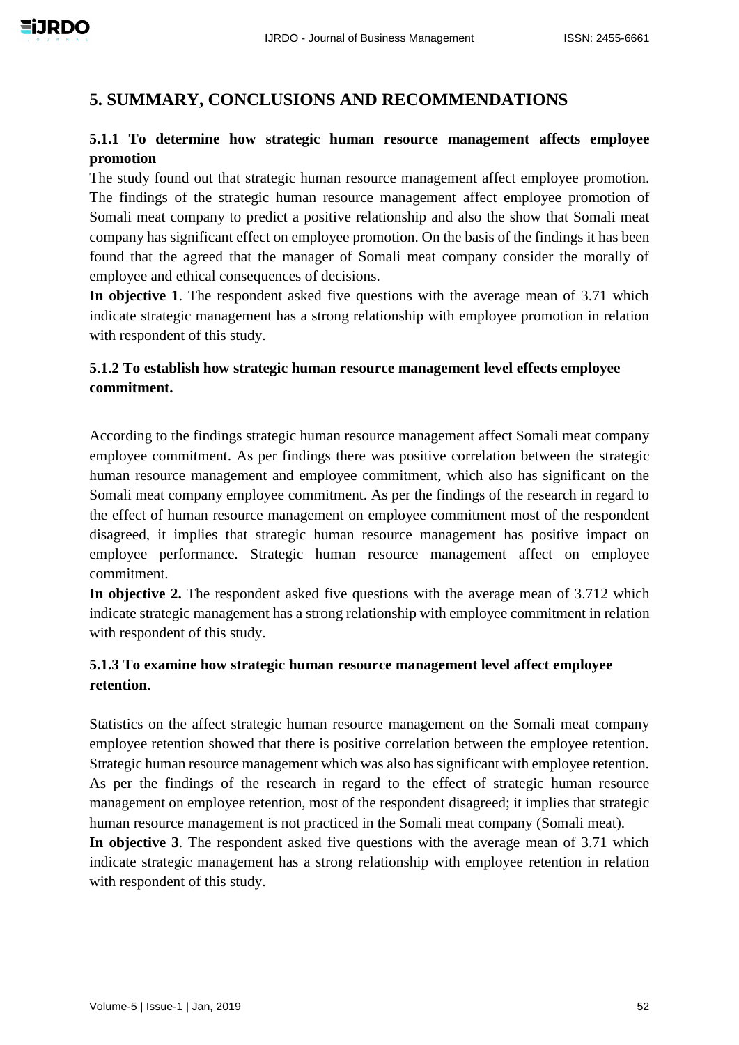# 5. SUMMARY, CONCLUSIONS AND RECOMMENDATIONS

### 5.1.1 To determine how strategic human resource management affects employee promotion

The study found out that strategic human resource management affect employee promotion. The findings of the strategic human resource management affect employee promotion of Somali meat company to predict a positive relationship and also the show that Somali meat company has significant effect on employee promotion. On the basis of the findings it has been found that the agreed that the manager of Somali meat company consider the morally of employee and ethical consequences of decisions.

**In objective 1**. The respondent asked five questions with the average mean of 3.71 which indicate strategic management has a strong relationship with employee promotion in relation with respondent of this study.

### 5.1.2 To establish how strategic human resource management level effects employee commitment.

According to the findings strategic human resource management affect Somali meat company employee commitment. As per findings there was positive correlation between the strategic human resource management and employee commitment, which also has significant on the Somali meat company employee commitment. As per the findings of the research in regard to the effect of human resource management on employee commitment most of the respondent disagreed, it implies that strategic human resource management has positive impact on employee performance. Strategic human resource management affect on employee commitment.

**In objective 2.** The respondent asked five questions with the average mean of 3.712 which indicate strategic management has a strong relationship with employee commitment in relation with respondent of this study.

### 5.1.3 To examine how strategic human resource management level affect employee retention.

Statistics on the affect strategic human resource management on the Somali meat company employee retention showed that there is positive correlation between the employee retention. Strategic human resource management which was also has significant with employee retention. As per the findings of the research in regard to the effect of strategic human resource management on employee retention, most of the respondent disagreed; it implies that strategic human resource management is not practiced in the Somali meat company (Somali meat).

**In objective 3**. The respondent asked five questions with the average mean of 3.71 which indicate strategic management has a strong relationship with employee retention in relation with respondent of this study.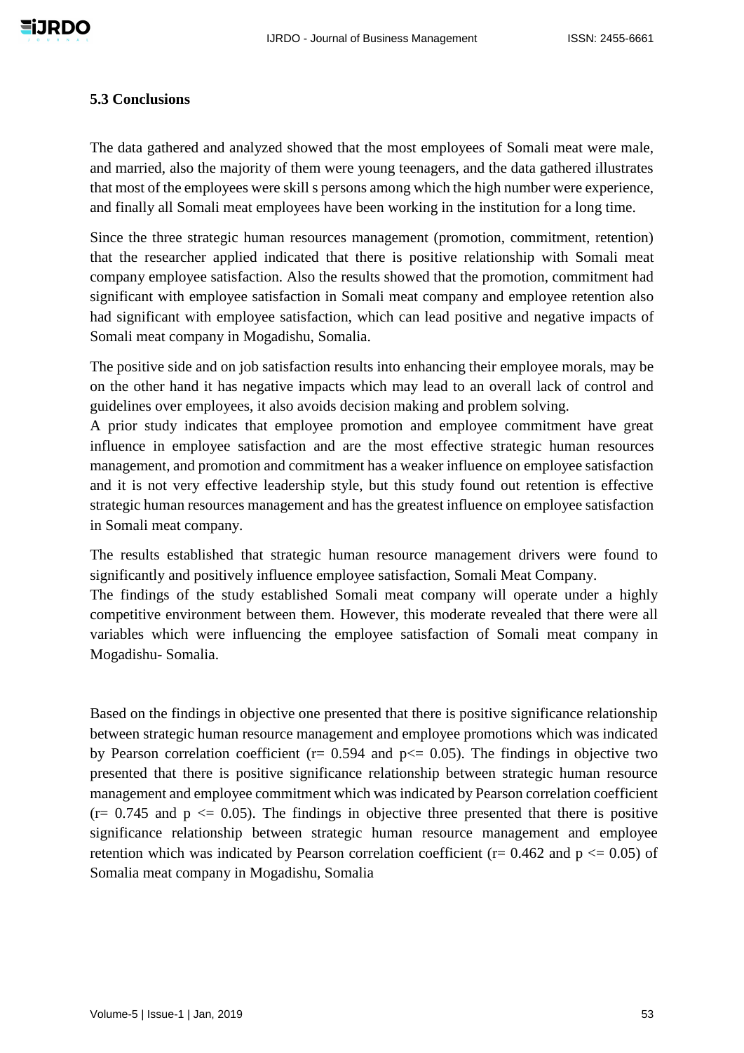### 5.3 Conclusions

The data gathered and analyzed showed that the most employees of Somali meat were male, and married, also the majority of them were young teenagers, and the data gathered illustrates that most of the employees were skill s persons among which the high number were experience, and finally all Somali meat employees have been working in the institution for a long time.

Since the three strategic human resources management (promotion, commitment, retention) that the researcher applied indicated that there is positive relationship with Somali meat company employee satisfaction. Also the results showed that the promotion, commitment had significant with employee satisfaction in Somali meat company and employee retention also had significant with employee satisfaction, which can lead positive and negative impacts of Somali meat company in Mogadishu, Somalia.

The positive side and on job satisfaction results into enhancing their employee morals, may be on the other hand it has negative impacts which may lead to an overall lack of control and guidelines over employees, it also avoids decision making and problem solving.

A prior study indicates that employee promotion and employee commitment have great influence in employee satisfaction and are the most effective strategic human resources management, and promotion and commitment has a weaker influence on employee satisfaction and it is not very effective leadership style, but this study found out retention is effective strategic human resources management and has the greatest influence on employee satisfaction in Somali meat company.

The results established that strategic human resource management drivers were found to significantly and positively influence employee satisfaction, Somali Meat Company.

The findings of the study established Somali meat company will operate under a highly competitive environment between them. However, this moderate revealed that there were all variables which were influencing the employee satisfaction of Somali meat company in Mogadishu- Somalia.

Based on the findings in objective one presented that there is positive significance relationship between strategic human resource management and employee promotions which was indicated by Pearson correlation coefficient ($r = 0.594$ and $p <= 0.05$). The findings in objective two presented that there is positive significance relationship between strategic human resource management and employee commitment which was indicated by Pearson correlation coefficient ($r = 0.745$ and $p <= 0.05$). The findings in objective three presented that there is positive significance relationship between strategic human resource management and employee retention which was indicated by Pearson correlation coefficient ($r = 0.462$ and $p <= 0.05$) of Somalia meat company in Mogadishu, Somalia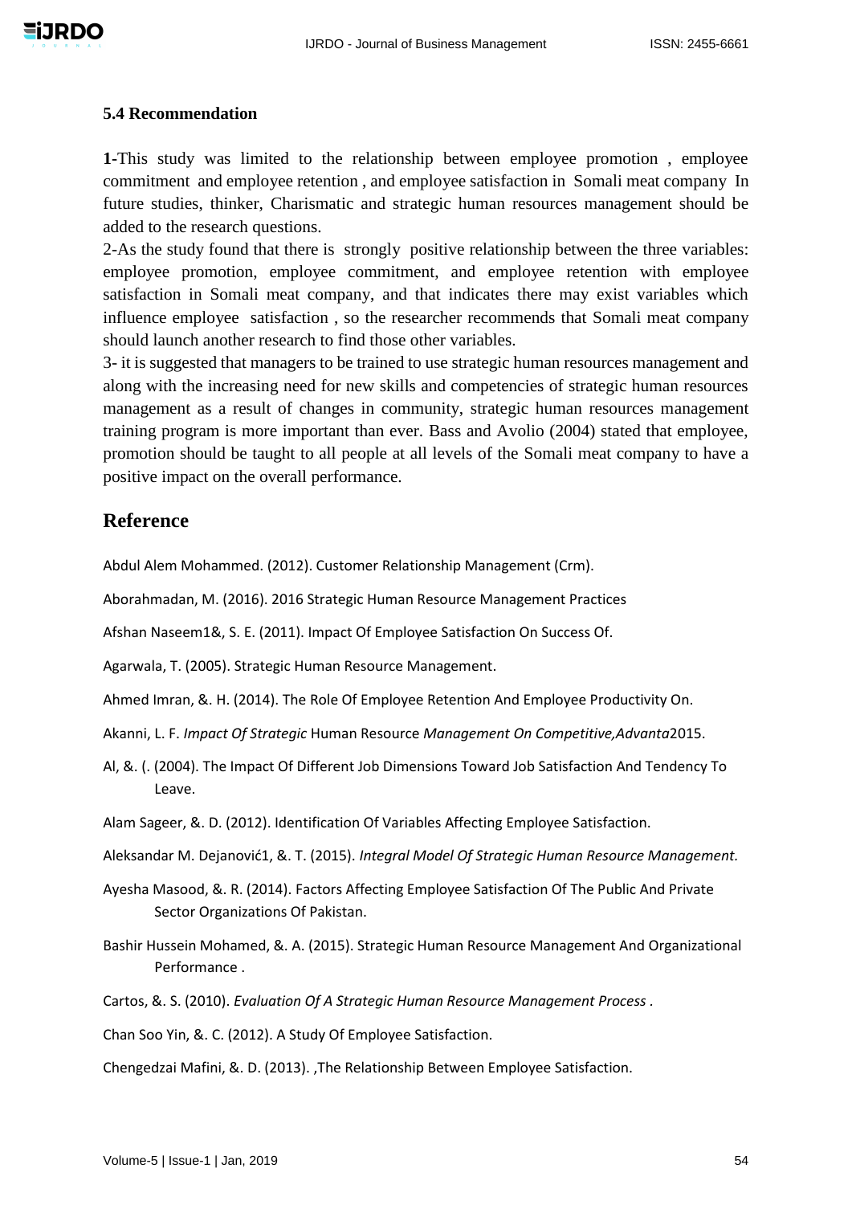### 5.4 Recommendation

**1**-This study was limited to the relationship between employee promotion , employee commitment and employee retention , and employee satisfaction in Somali meat company In future studies, thinker, Charismatic and strategic human resources management should be added to the research questions.

2-As the study found that there is strongly positive relationship between the three variables: employee promotion, employee commitment, and employee retention with employee satisfaction in Somali meat company, and that indicates there may exist variables which influence employee satisfaction , so the researcher recommends that Somali meat company should launch another research to find those other variables.

3- it is suggested that managers to be trained to use strategic human resources management and along with the increasing need for new skills and competencies of strategic human resources management as a result of changes in community, strategic human resources management training program is more important than ever. Bass and Avolio (2004) stated that employee, promotion should be taught to all people at all levels of the Somali meat company to have a positive impact on the overall performance.

## Reference

Abdul Alem Mohammed. (2012). Customer Relationship Management (Crm).

Aborahmadan, M. (2016). 2016 Strategic Human Resource Management Practices

Afshan Naseem1&, S. E. (2011). Impact Of Employee Satisfaction On Success Of.

Agarwala, T. (2005). Strategic Human Resource Management.

Ahmed Imran, &. H. (2014). The Role Of Employee Retention And Employee Productivity On.

Akanni, L. F. *Impact Of Strategic* Human Resource *Management On Competitive,Advanta*2015.

Al, &. (. (2004). The Impact Of Different Job Dimensions Toward Job Satisfaction And Tendency To Leave.

Alam Sageer, &. D. (2012). Identification Of Variables Affecting Employee Satisfaction.

Aleksandar M. Dejanović1, &. T. (2015). *Integral Model Of Strategic Human Resource Management.*

Ayesha Masood, &. R. (2014). Factors Affecting Employee Satisfaction Of The Public And Private Sector Organizations Of Pakistan.

Bashir Hussein Mohamed, &. A. (2015). Strategic Human Resource Management And Organizational Performance .

Cartos, &. S. (2010). *Evaluation Of A Strategic Human Resource Management Process* .

Chan Soo Yin, &. C. (2012). A Study Of Employee Satisfaction.

Chengedzai Mafini, &. D. (2013). ,The Relationship Between Employee Satisfaction.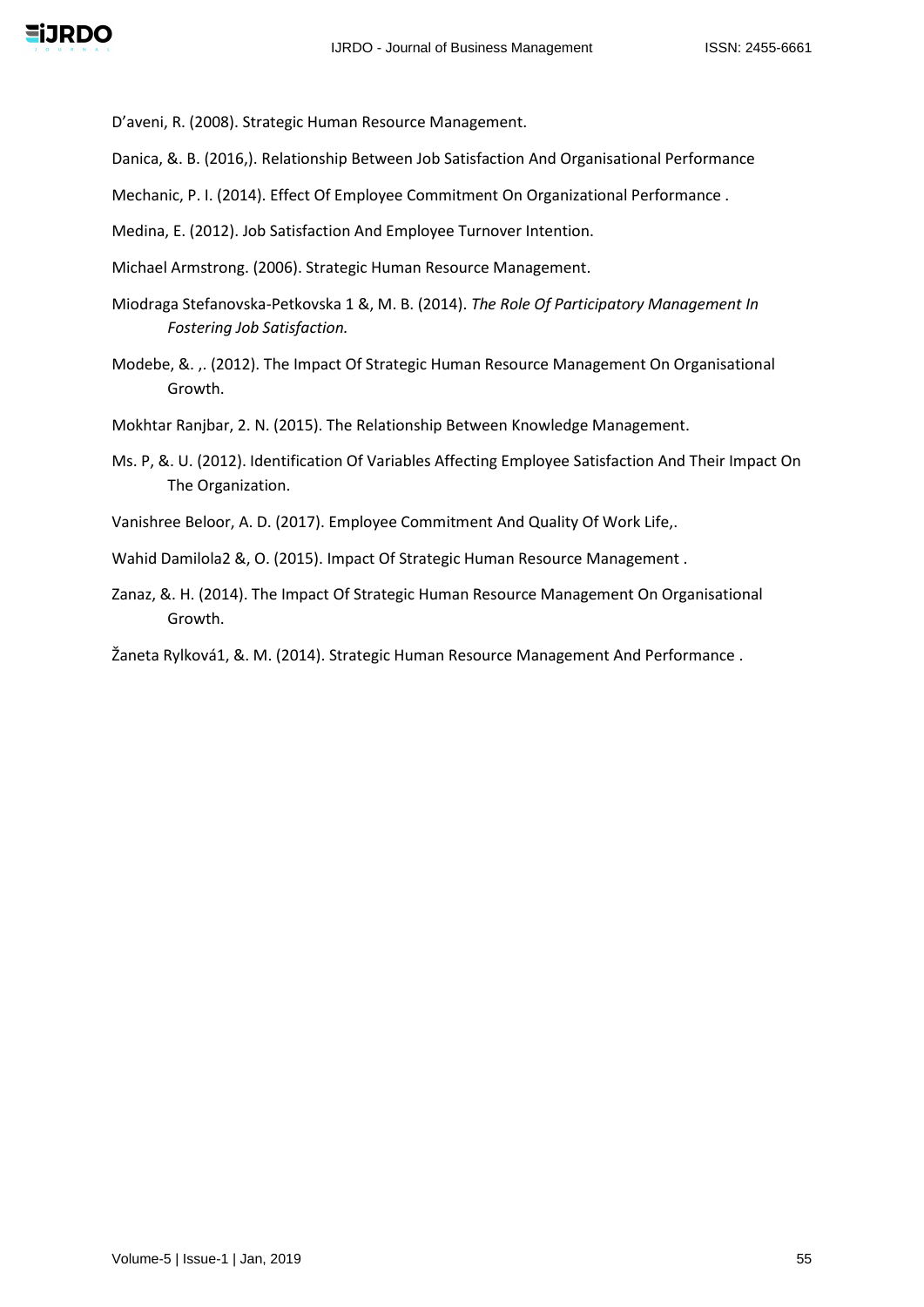D'aveni, R. (2008). Strategic Human Resource Management.

Danica, &. B. (2016,). Relationship Between Job Satisfaction And Organisational Performance

Mechanic, P. I. (2014). Effect Of Employee Commitment On Organizational Performance .

Medina, E. (2012). Job Satisfaction And Employee Turnover Intention.

Michael Armstrong. (2006). Strategic Human Resource Management.

Miodraga Stefanovska-Petkovska 1 &, M. B. (2014). *The Role Of Participatory Management In Fostering Job Satisfaction.*

Modebe, &. ,. (2012). The Impact Of Strategic Human Resource Management On Organisational Growth.

Mokhtar Ranjbar, 2. N. (2015). The Relationship Between Knowledge Management.

Ms. P, &. U. (2012). Identification Of Variables Affecting Employee Satisfaction And Their Impact On The Organization.

Vanishree Beloor, A. D. (2017). Employee Commitment And Quality Of Work Life,.

Wahid Damilola2 &, O. (2015). Impact Of Strategic Human Resource Management .

Zanaz, &. H. (2014). The Impact Of Strategic Human Resource Management On Organisational Growth.

Žaneta Rylková1, &. M. (2014). Strategic Human Resource Management And Performance .